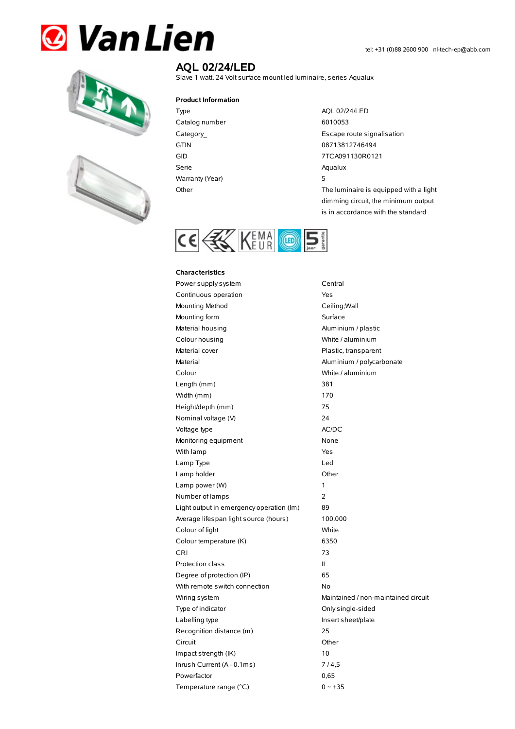Van Lien

tel: +31 (0)88 2600 900 nl-tech-ep@abb.com

# AQL 02/24/LED

Slave 1 watt, 24 Volt surface mount led luminaire, series Aqualux

## Product Information

| | |
|---|---|
| Type | AQL 02/24/LED |
| Catalog number | 6010053 |
| Category_ | Escape route signalisation |
| GTIN | 08713812746494 |
| GID | 7TCA091130R0121 |
| Serie | Aqualux |
| Warranty (Year) | 5 |
| Other | The luminaire is equipped with a light dimming circuit, the minimum output is in accordance with the standard |

## Characteristics

| | |
|---|---|
| Power supply system | Central |
| Continuous operation | Yes |
| Mounting Method | Ceiling;Wall |
| Mounting form | Surface |
| Material housing | Aluminium / plastic |
| Colour housing | White / aluminium |
| Material cover | Plastic, transparent |
| Material | Aluminium / polycarbonate |
| Colour | White / aluminium |
| Length (mm) | 381 |
| Width (mm) | 170 |
| Height/depth (mm) | 75 |
| Nominal voltage (V) | 24 |
| Voltage type | AC/DC |
| Monitoring equipment | None |
| With lamp | Yes |
| Lamp Type | Led |
| Lamp holder | Other |
| Lamp power (W) | 1 |
| Number of lamps | 2 |
| Light output in emergency operation (lm) | 89 |
| Average lifespan light source (hours) | 100.000 |
| Colour of light | White |
| Colour temperature (K) | 6350 |
| CRI | 73 |
| Protection class | II |
| Degree of protection (IP) | 65 |
| With remote switch connection | No |
| Wiring system | Maintained / non-maintained circuit |
| Type of indicator | Only single-sided |
| Labelling type | Insert sheet/plate |
| Recognition distance (m) | 25 |
| Circuit | Other |
| Impact strength (IK) | 10 |
| Inrush Current (A - 0.1ms) | 7 / 4,5 |
| Powerfactor | 0,65 |
| Temperature range (°C) | 0 ~ +35 |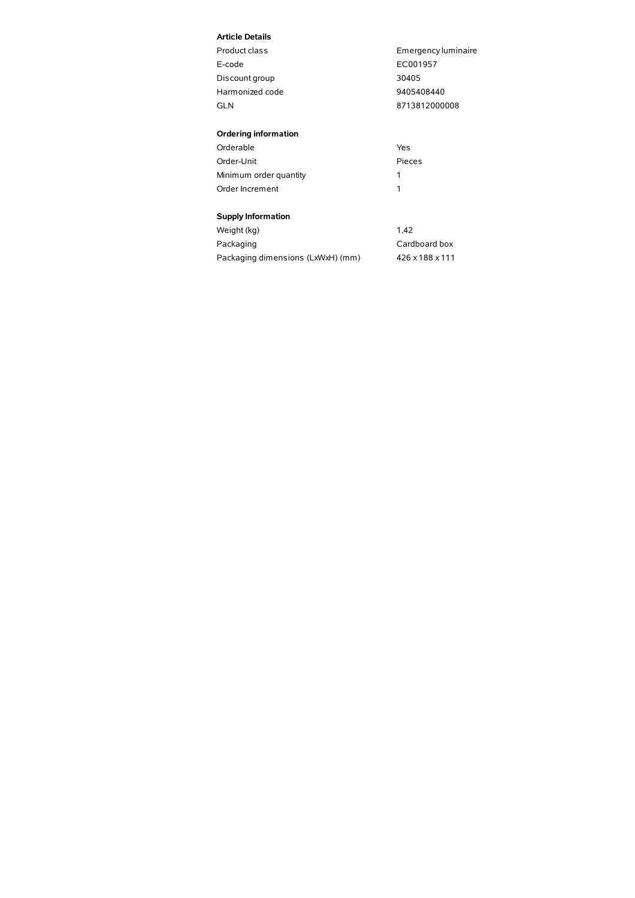**Article Details**

| | |
|---|---|
| Product class | Emergency luminaire |
| E-code | EC001957 |
| Discount group | 30405 |
| Harmonized code | 9405408440 |
| GLN | 8713812000008 |

**Ordering information**

| | |
|---|---|
| Orderable | Yes |
| Order-Unit | Pieces |
| Minimum order quantity | 1 |
| Order Increment | 1 |

**Supply Information**

| | |
|---|---|
| Weight (kg) | 1,42 |
| Packaging | Cardboard box |
| Packaging dimensions (LxWxH) (mm) | 426 x 188 x 111 |